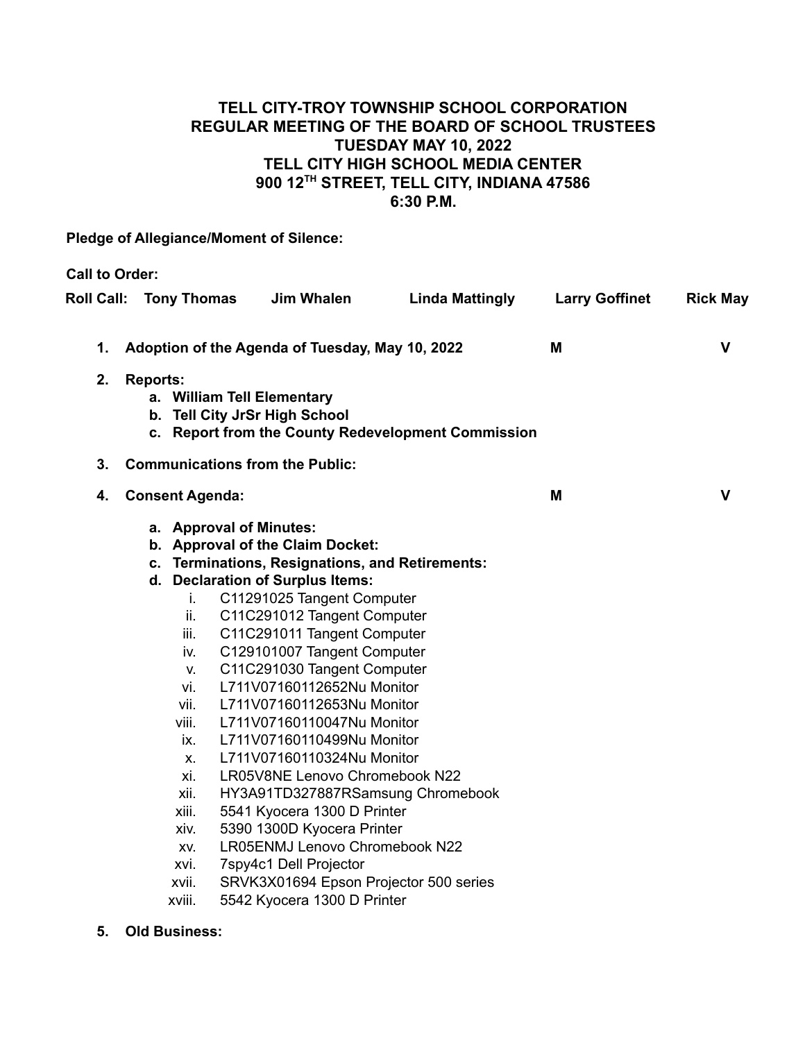# TELL CITY-TROY TOWNSHIP SCHOOL CORPORATION
# REGULAR MEETING OF THE BOARD OF SCHOOL TRUSTEES
# TUESDAY MAY 10, 2022
# TELL CITY HIGH SCHOOL MEDIA CENTER
# 900 12TH STREET, TELL CITY, INDIANA 47586
# 6:30 P.M.

**Pledge of Allegiance/Moment of Silence:**

**Call to Order:**

**Roll Call: Tony Thomas Jim Whalen Linda Mattingly Larry Goffinet Rick May**

1. **Adoption of the Agenda of Tuesday, May 10, 2022** **M** **V**
2. **Reports:**
   a. **William Tell Elementary**
   b. **Tell City JrSr High School**
   c. **Report from the County Redevelopment Commission**
3. **Communications from the Public:**
4. **Consent Agenda:** **M** **V**
   a. **Approval of Minutes:**
   b. **Approval of the Claim Docket:**
   c. **Terminations, Resignations, and Retirements:**
   d. **Declaration of Surplus Items:**
      i. C11291025 Tangent Computer
      ii. C11C291012 Tangent Computer
      iii. C11C291011 Tangent Computer
      iv. C129101007 Tangent Computer
      v. C11C291030 Tangent Computer
      vi. L711V07160112652Nu Monitor
      vii. L711V07160112653Nu Monitor
      viii. L711V07160110047Nu Monitor
      ix. L711V07160110499Nu Monitor
      x. L711V07160110324Nu Monitor
      xi. LR05V8NE Lenovo Chromebook N22
      xii. HY3A91TD327887RSamsung Chromebook
      xiii. 5541 Kyocera 1300 D Printer
      xiv. 5390 1300D Kyocera Printer
      xv. LR05ENMJ Lenovo Chromebook N22
      xvi. 7spy4c1 Dell Projector
      xvii. SRVK3X01694 Epson Projector 500 series
      xviii. 5542 Kyocera 1300 D Printer
5. **Old Business:**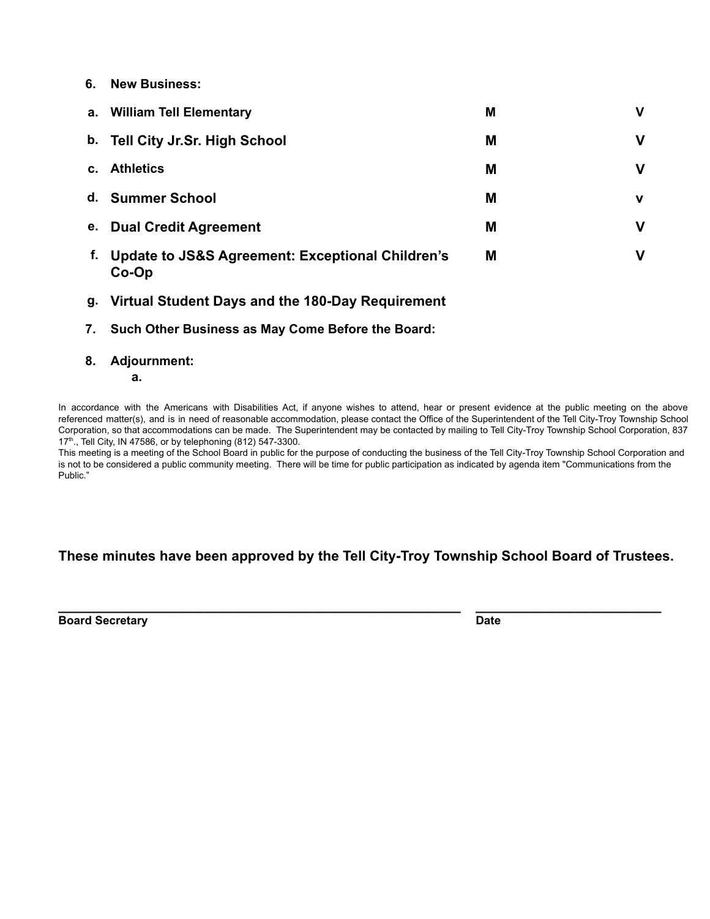**6. New Business:**

| | | | |
|---|---|---|---|
| **a.** | **William Tell Elementary** | **M** | **V** |
| **b.** | **Tell City Jr.Sr. High School** | **M** | **V** |
| **c.** | **Athletics** | **M** | **V** |
| **d.** | **Summer School** | **M** | **v** |
| **e.** | **Dual Credit Agreement** | **M** | **V** |
| **f.** | **Update to JS&S Agreement: Exceptional Children's Co-Op** | **M** | **V** |
| **g.** | **Virtual Student Days and the 180-Day Requirement** | | |

**7. Such Other Business as May Come Before the Board:**

**8. Adjournment:**

**a.**

In accordance with the Americans with Disabilities Act, if anyone wishes to attend, hear or present evidence at the public meeting on the above referenced matter(s), and is in need of reasonable accommodation, please contact the Office of the Superintendent of the Tell City-Troy Township School Corporation, so that accommodations can be made. The Superintendent may be contacted by mailing to Tell City-Troy Township School Corporation, 837 17th., Tell City, IN 47586, or by telephoning (812) 547-3300.

This meeting is a meeting of the School Board in public for the purpose of conducting the business of the Tell City-Troy Township School Corporation and is not to be considered a public community meeting. There will be time for public participation as indicated by agenda item "Communications from the Public."

**These minutes have been approved by the Tell City-Troy Township School Board of Trustees.**

\_\_\_\_\_\_\_\_\_\_\_\_\_\_\_\_\_\_\_\_\_\_\_\_\_\_\_\_\_\_\_\_\_\_\_\_\_\_\_\_ \_\_\_\_\_\_\_\_\_\_\_\_\_\_\_\_\_\_\_\_\_\_\_\_\_\_

**Board Secretary** **Date**